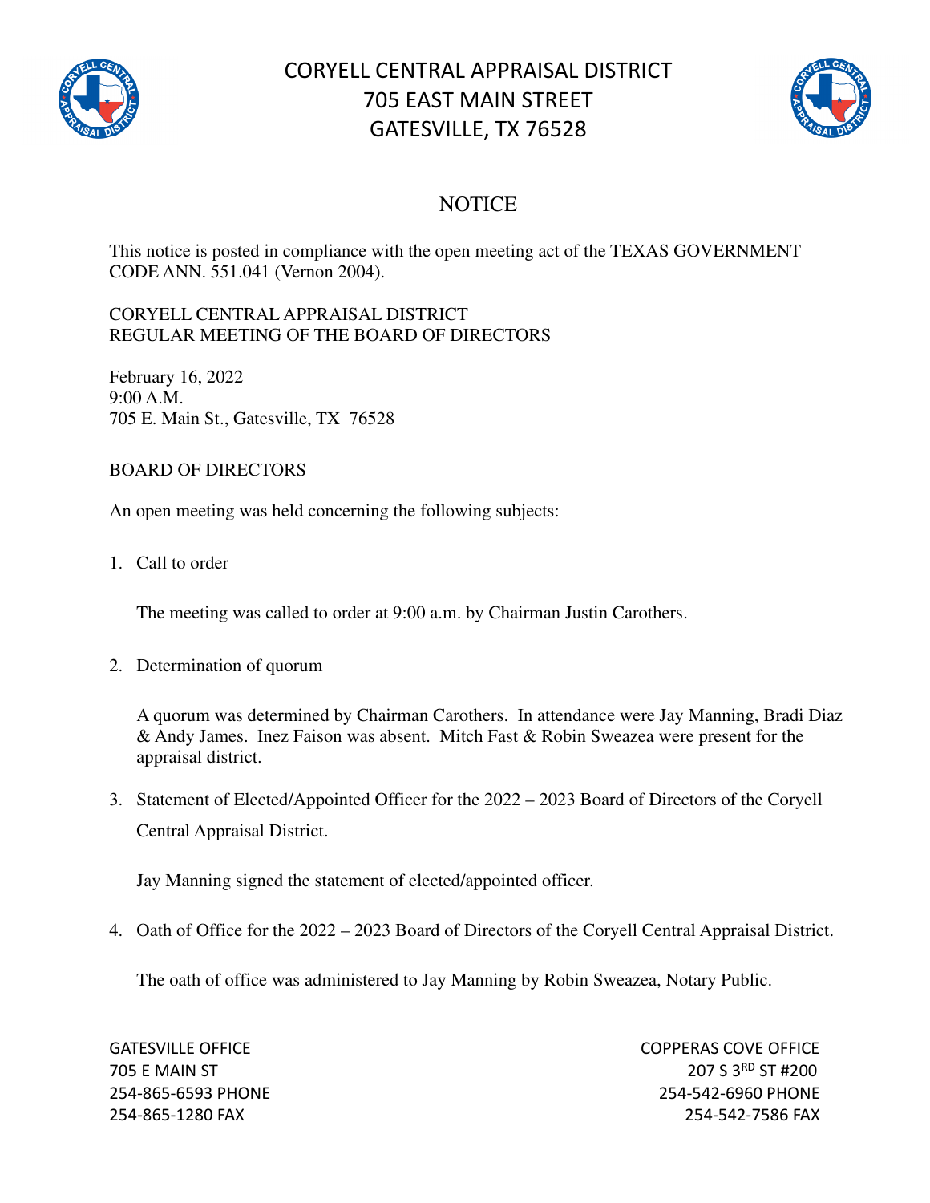# CORYELL CENTRAL APPRAISAL DISTRICT
# 705 EAST MAIN STREET
# GATESVILLE, TX 76528

## NOTICE

This notice is posted in compliance with the open meeting act of the TEXAS GOVERNMENT CODE ANN. 551.041 (Vernon 2004).

CORYELL CENTRAL APPRAISAL DISTRICT
REGULAR MEETING OF THE BOARD OF DIRECTORS

February 16, 2022
9:00 A.M.
705 E. Main St., Gatesville, TX 76528

BOARD OF DIRECTORS

An open meeting was held concerning the following subjects:

1. Call to order

   The meeting was called to order at 9:00 a.m. by Chairman Justin Carothers.

2. Determination of quorum

   A quorum was determined by Chairman Carothers. In attendance were Jay Manning, Bradi Diaz & Andy James. Inez Faison was absent. Mitch Fast & Robin Sweazea were present for the appraisal district.

3. Statement of Elected/Appointed Officer for the 2022 – 2023 Board of Directors of the Coryell Central Appraisal District.

   Jay Manning signed the statement of elected/appointed officer.

4. Oath of Office for the 2022 – 2023 Board of Directors of the Coryell Central Appraisal District.

   The oath of office was administered to Jay Manning by Robin Sweazea, Notary Public.

GATESVILLE OFFICE
705 E MAIN ST
254-865-6593 PHONE
254-865-1280 FAX

COPPERAS COVE OFFICE
207 S 3RD ST #200
254-542-6960 PHONE
254-542-7586 FAX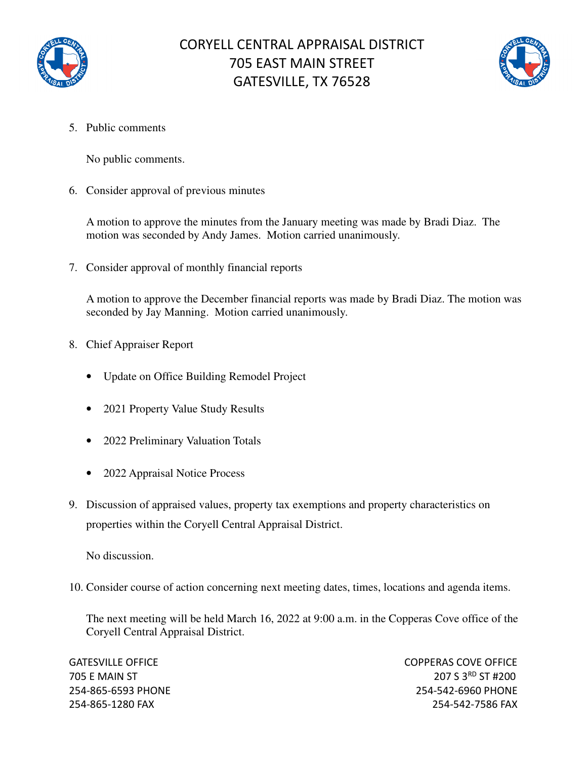5. Public comments

   No public comments.

6. Consider approval of previous minutes

   A motion to approve the minutes from the January meeting was made by Bradi Diaz. The motion was seconded by Andy James. Motion carried unanimously.

7. Consider approval of monthly financial reports

   A motion to approve the December financial reports was made by Bradi Diaz. The motion was seconded by Jay Manning. Motion carried unanimously.

8. Chief Appraiser Report

   - Update on Office Building Remodel Project
   - 2021 Property Value Study Results
   - 2022 Preliminary Valuation Totals
   - 2022 Appraisal Notice Process

9. Discussion of appraised values, property tax exemptions and property characteristics on properties within the Coryell Central Appraisal District.

   No discussion.

10. Consider course of action concerning next meeting dates, times, locations and agenda items.

    The next meeting will be held March 16, 2022 at 9:00 a.m. in the Copperas Cove office of the Coryell Central Appraisal District.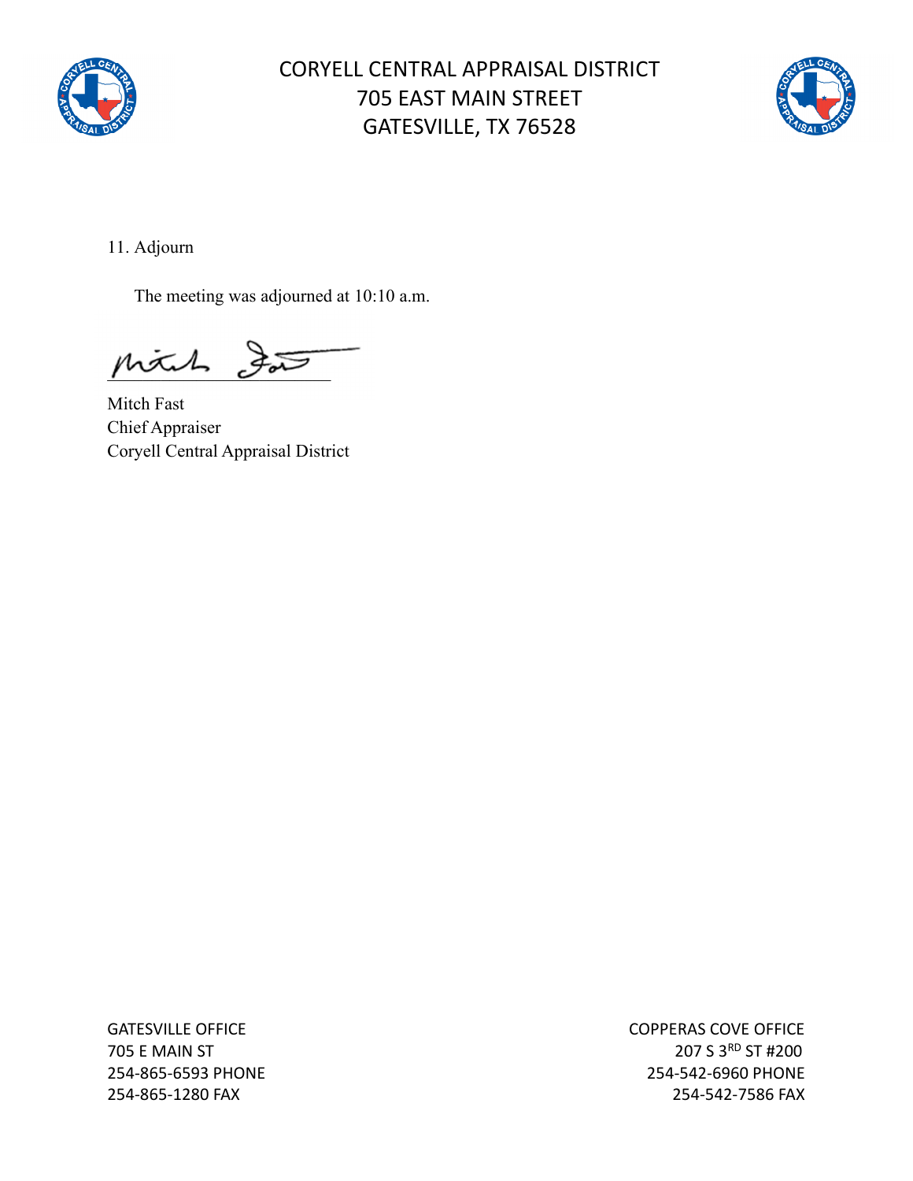11. Adjourn

The meeting was adjourned at 10:10 a.m.

Mitch Fast
Chief Appraiser
Coryell Central Appraisal District